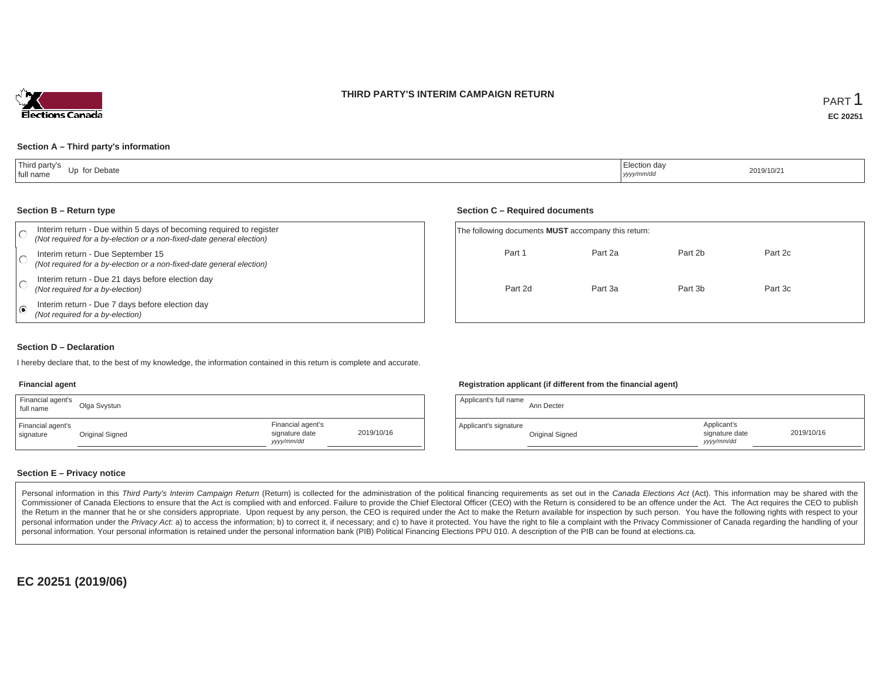# THIRD PARTY'S INTERIM CAMPAIGN RETURN

PART 1

**EC 20251**

### Section A – Third party's information

| Third party's full name | Up for Debate | Election day *yyyy/mm/dd* | 2019/10/21 |
|---|---|---|---|

### Section B – Return type

- ○ Interim return - Due within 5 days of becoming required to register *(Not required for a by-election or a non-fixed-date general election)*
- ○ Interim return - Due September 15 *(Not required for a by-election or a non-fixed-date general election)*
- ○ Interim return - Due 21 days before election day *(Not required for a by-election)*
- ◉ Interim return - Due 7 days before election day *(Not required for a by-election)*

### Section C – Required documents

The following documents **MUST** accompany this return:

| Part 1 | Part 2a | Part 2b | Part 2c |
|---|---|---|---|
| Part 2d | Part 3a | Part 3b | Part 3c |

### Section D – Declaration

I hereby declare that, to the best of my knowledge, the information contained in this return is complete and accurate.

**Financial agent**

| Financial agent's full name | Olga Svystun | | |
|---|---|---|---|
| Financial agent's signature | Original Signed | Financial agent's signature date *yyyy/mm/dd* | 2019/10/16 |

**Registration applicant (if different from the financial agent)**

| Applicant's full name | Ann Decter | | |
|---|---|---|---|
| Applicant's signature | Original Signed | Applicant's signature date *yyyy/mm/dd* | 2019/10/16 |

### Section E – Privacy notice

Personal information in this *Third Party's Interim Campaign Return* (Return) is collected for the administration of the political financing requirements as set out in the *Canada Elections Act* (Act). This information may be shared with the Commissioner of Canada Elections to ensure that the Act is complied with and enforced. Failure to provide the Chief Electoral Officer (CEO) with the Return is considered to be an offence under the Act. The Act requires the CEO to publish the Return in the manner that he or she considers appropriate. Upon request by any person, the CEO is required under the Act to make the Return available for inspection by such person. You have the following rights with respect to your personal information under the *Privacy Act*: a) to access the information; b) to correct it, if necessary; and c) to have it protected. You have the right to file a complaint with the Privacy Commissioner of Canada regarding the handling of your personal information. Your personal information is retained under the personal information bank (PIB) Political Financing Elections PPU 010. A description of the PIB can be found at elections.ca.

**EC 20251 (2019/06)**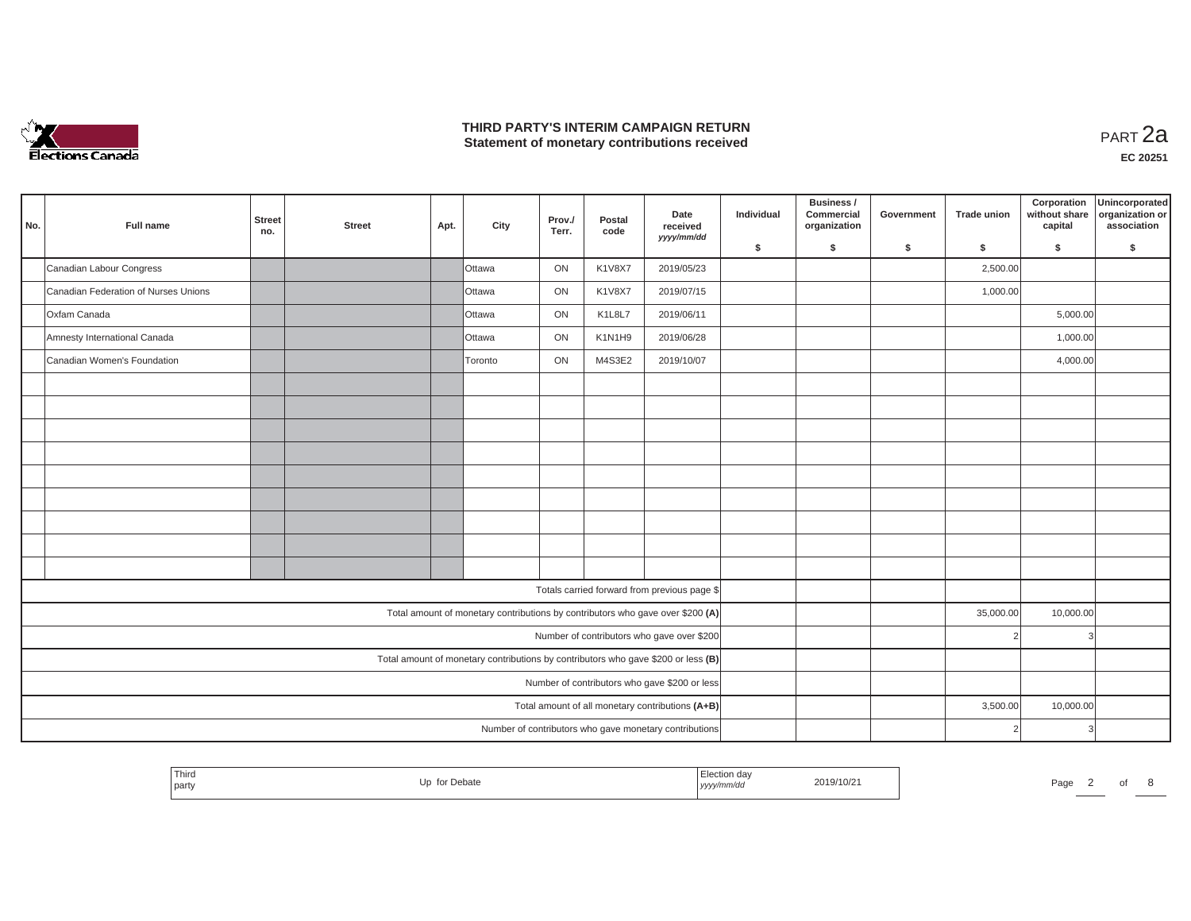# THIRD PARTY'S INTERIM CAMPAIGN RETURN
## Statement of monetary contributions received

PART 2a

**EC 20251**

| No. | Full name | Street no. | Street | Apt. | City | Prov./ Terr. | Postal code | Date received yyyy/mm/dd | Individual $ | Business / Commercial organization $ | Government $ | Trade union $ | Corporation without share capital $ | Unincorporated organization or association $ |
|---|---|---|---|---|---|---|---|---|---|---|---|---|---|---|
| | Canadian Labour Congress | | | | Ottawa | ON | K1V8X7 | 2019/05/23 | | | | 2,500.00 | | |
| | Canadian Federation of Nurses Unions | | | | Ottawa | ON | K1V8X7 | 2019/07/15 | | | | 1,000.00 | | |
| | Oxfam Canada | | | | Ottawa | ON | K1L8L7 | 2019/06/11 | | | | | 5,000.00 | |
| | Amnesty International Canada | | | | Ottawa | ON | K1N1H9 | 2019/06/28 | | | | | 1,000.00 | |
| | Canadian Women's Foundation | | | | Toronto | ON | M4S3E2 | 2019/10/07 | | | | | 4,000.00 | |
| | | | | | | | | | | | | | | |
| | | | | | | | | | | | | | | |
| | | | | | | | | | | | | | | |
| | | | | | | | | | | | | | | |
| | | | | | | | | | | | | | | |
| | | | | | | | | | | | | | | |
| | | | | | | | | | | | | | | |
| | | | | | | | | | | | | | | |
| | | | | | | | | | | | | | | |
| Totals carried forward from previous page $ | | | | | | | | | | | | | | |
| Total amount of monetary contributions by contributors who gave over $200 (A) | | | | | | | | | | | | 35,000.00 | 10,000.00 | |
| Number of contributors who gave over $200 | | | | | | | | | | | | 2 | 3 | |
| Total amount of monetary contributions by contributors who gave $200 or less (B) | | | | | | | | | | | | | | |
| Number of contributors who gave $200 or less | | | | | | | | | | | | | | |
| Total amount of all monetary contributions (A+B) | | | | | | | | | | | | 3,500.00 | 10,000.00 | |
| Number of contributors who gave monetary contributions | | | | | | | | | | | | 2 | 3 | |

| Third party | Up for Debate | Election day yyyy/mm/dd | 2019/10/21 |
|---|---|---|---|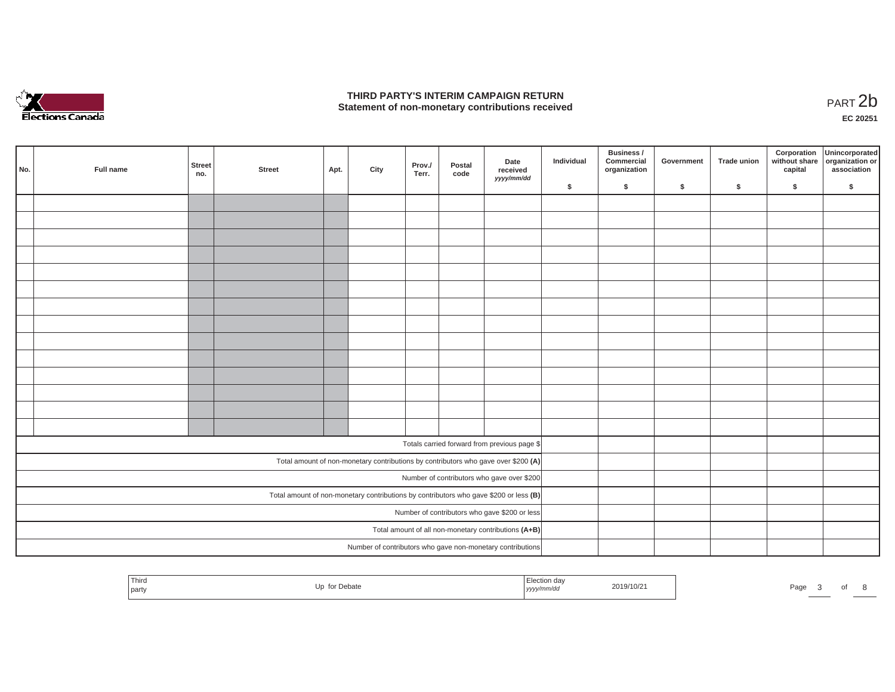# THIRD PARTY'S INTERIM CAMPAIGN RETURN
## Statement of non-monetary contributions received

PART 2b

**EC 20251**

| No. | Full name | Street no. | Street | Apt. | City | Prov./ Terr. | Postal code | Date received *yyyy/mm/dd* | Individual $ | Business / Commercial organization $ | Government $ | Trade union $ | Corporation without share capital $ | Unincorporated organization or association $ |
|---|---|---|---|---|---|---|---|---|---|---|---|---|---|---|
| | | | | | | | | | | | | | | |
| | | | | | | | | | | | | | | |
| | | | | | | | | | | | | | | |
| | | | | | | | | | | | | | | |
| | | | | | | | | | | | | | | |
| | | | | | | | | | | | | | | |
| | | | | | | | | | | | | | | |
| | | | | | | | | | | | | | | |
| | | | | | | | | | | | | | | |
| | | | | | | | | | | | | | | |
| | | | | | | | | | | | | | | |
| | | | | | | | | | | | | | | |
| | | | | | | | | | | | | | | |
| | | | | | | | | | | | | | | |
| Totals carried forward from previous page $ | | | | | | | | | | | | | | |
| Total amount of non-monetary contributions by contributors who gave over $200 **(A)** | | | | | | | | | | | | | | |
| Number of contributors who gave over $200 | | | | | | | | | | | | | | |
| Total amount of non-monetary contributions by contributors who gave $200 or less **(B)** | | | | | | | | | | | | | | |
| Number of contributors who gave $200 or less | | | | | | | | | | | | | | |
| Total amount of all non-monetary contributions **(A+B)** | | | | | | | | | | | | | | |
| Number of contributors who gave non-monetary contributions | | | | | | | | | | | | | | |

| Third party | Up for Debate | Election day *yyyy/mm/dd* | 2019/10/21 |
|---|---|---|---|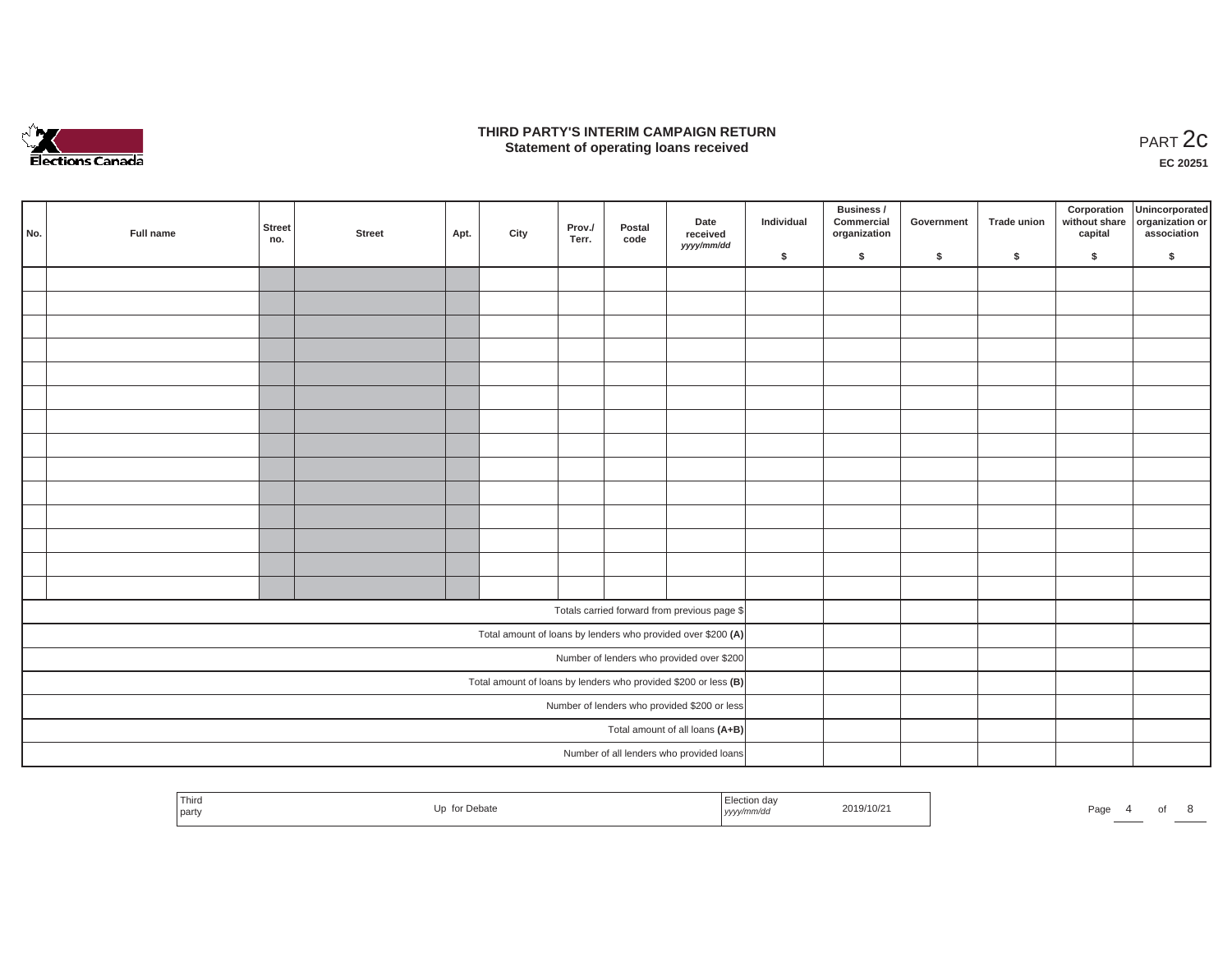# THIRD PARTY'S INTERIM CAMPAIGN RETURN
## Statement of operating loans received

PART 2c

EC 20251

| No. | Full name | Street no. | Street | Apt. | City | Prov./ Terr. | Postal code | Date received yyyy/mm/dd | Individual $ | Business / Commercial organization $ | Government $ | Trade union $ | Corporation without share capital $ | Unincorporated organization or association $ |
|---|---|---|---|---|---|---|---|---|---|---|---|---|---|---|
| | | | | | | | | | | | | | | |
| | | | | | | | | | | | | | | |
| | | | | | | | | | | | | | | |
| | | | | | | | | | | | | | | |
| | | | | | | | | | | | | | | |
| | | | | | | | | | | | | | | |
| | | | | | | | | | | | | | | |
| | | | | | | | | | | | | | | |
| | | | | | | | | | | | | | | |
| | | | | | | | | | | | | | | |
| | | | | | | | | | | | | | | |
| | | | | | | | | | | | | | | |
| | | | | | | | | | | | | | | |
| | | | | | | | | | | | | | | |
| Totals carried forward from previous page $ | | | | | | | | | | | | | | |
| Total amount of loans by lenders who provided over $200 **(A)** | | | | | | | | | | | | | | |
| Number of lenders who provided over $200 | | | | | | | | | | | | | | |
| Total amount of loans by lenders who provided $200 or less **(B)** | | | | | | | | | | | | | | |
| Number of lenders who provided $200 or less | | | | | | | | | | | | | | |
| Total amount of all loans **(A+B)** | | | | | | | | | | | | | | |
| Number of all lenders who provided loans | | | | | | | | | | | | | | |

| Third party | Up for Debate | Election day yyyy/mm/dd | 2019/10/21 |
|---|---|---|---|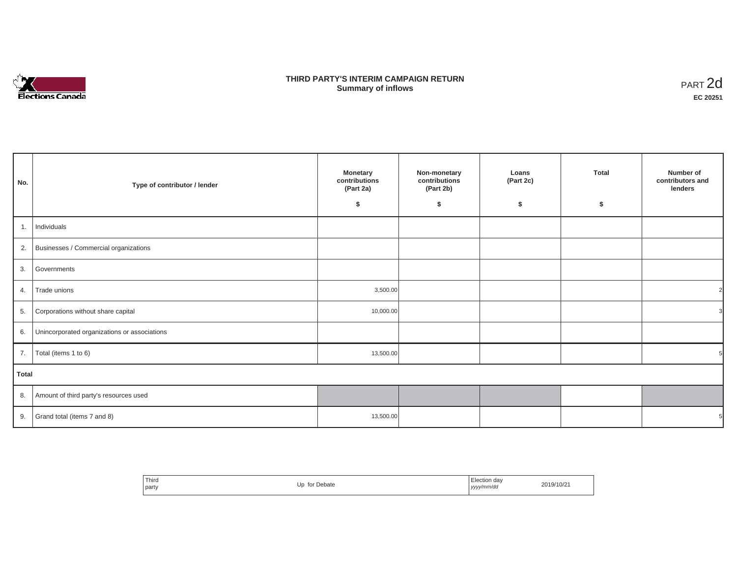# THIRD PARTY'S INTERIM CAMPAIGN RETURN
## Summary of inflows

PART 2d
**EC 20251**

| No. | Type of contributor / lender | Monetary contributions (Part 2a) $ | Non-monetary contributions (Part 2b) $ | Loans (Part 2c) $ | Total $ | Number of contributors and lenders |
|---|---|---|---|---|---|---|
| 1. | Individuals | | | | | |
| 2. | Businesses / Commercial organizations | | | | | |
| 3. | Governments | | | | | |
| 4. | Trade unions | 3,500.00 | | | | 2 |
| 5. | Corporations without share capital | 10,000.00 | | | | 3 |
| 6. | Unincorporated organizations or associations | | | | | |
| 7. | Total (items 1 to 6) | 13,500.00 | | | | 5 |
| **Total** | | | | | | |
| 8. | Amount of third party's resources used | | | | | |
| 9. | Grand total (items 7 and 8) | 13,500.00 | | | | 5 |

| Third party | Up for Debate | Election day *yyyy/mm/dd* | 2019/10/21 |
|---|---|---|---|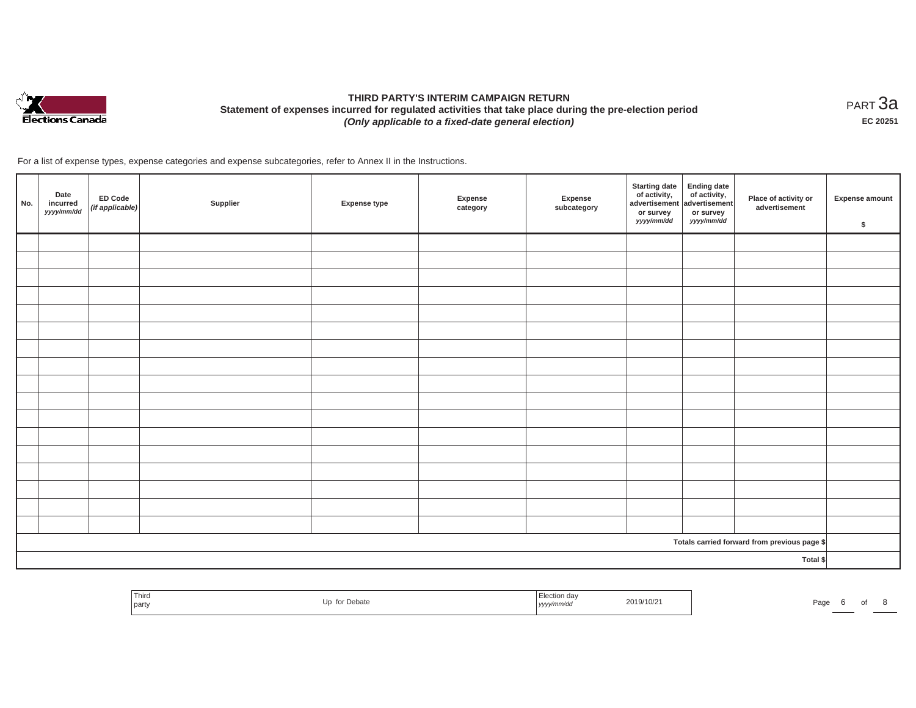**THIRD PARTY'S INTERIM CAMPAIGN RETURN**
**Statement of expenses incurred for regulated activities that take place during the pre-election period**
***(Only applicable to a fixed-date general election)***

PART 3a
**EC 20251**

For a list of expense types, expense categories and expense subcategories, refer to Annex II in the Instructions.

| No. | Date incurred *yyyy/mm/dd* | ED Code *(if applicable)* | Supplier | Expense type | Expense category | Expense subcategory | Starting date of activity, advertisement or survey *yyyy/mm/dd* | Ending date of activity, advertisement or survey *yyyy/mm/dd* | Place of activity or advertisement | Expense amount $ |
|---|---|---|---|---|---|---|---|---|---|---|
| | | | | | | | | | | |
| | | | | | | | | | | |
| | | | | | | | | | | |
| | | | | | | | | | | |
| | | | | | | | | | | |
| | | | | | | | | | | |
| | | | | | | | | | | |
| | | | | | | | | | | |
| | | | | | | | | | | |
| | | | | | | | | | | |
| | | | | | | | | | | |
| | | | | | | | | | | |
| | | | | | | | | | | |
| | | | | | | | | | | |
| | | | | | | | | | | |
| | | | | | | | | | | |
| | | | | | | | | | | |
| | | | | | | | | | Totals carried forward from previous page $ | |
| | | | | | | | | | Total $ | |

| Third party | Up for Debate | Election day *yyyy/mm/dd* | 2019/10/21 |
|---|---|---|---|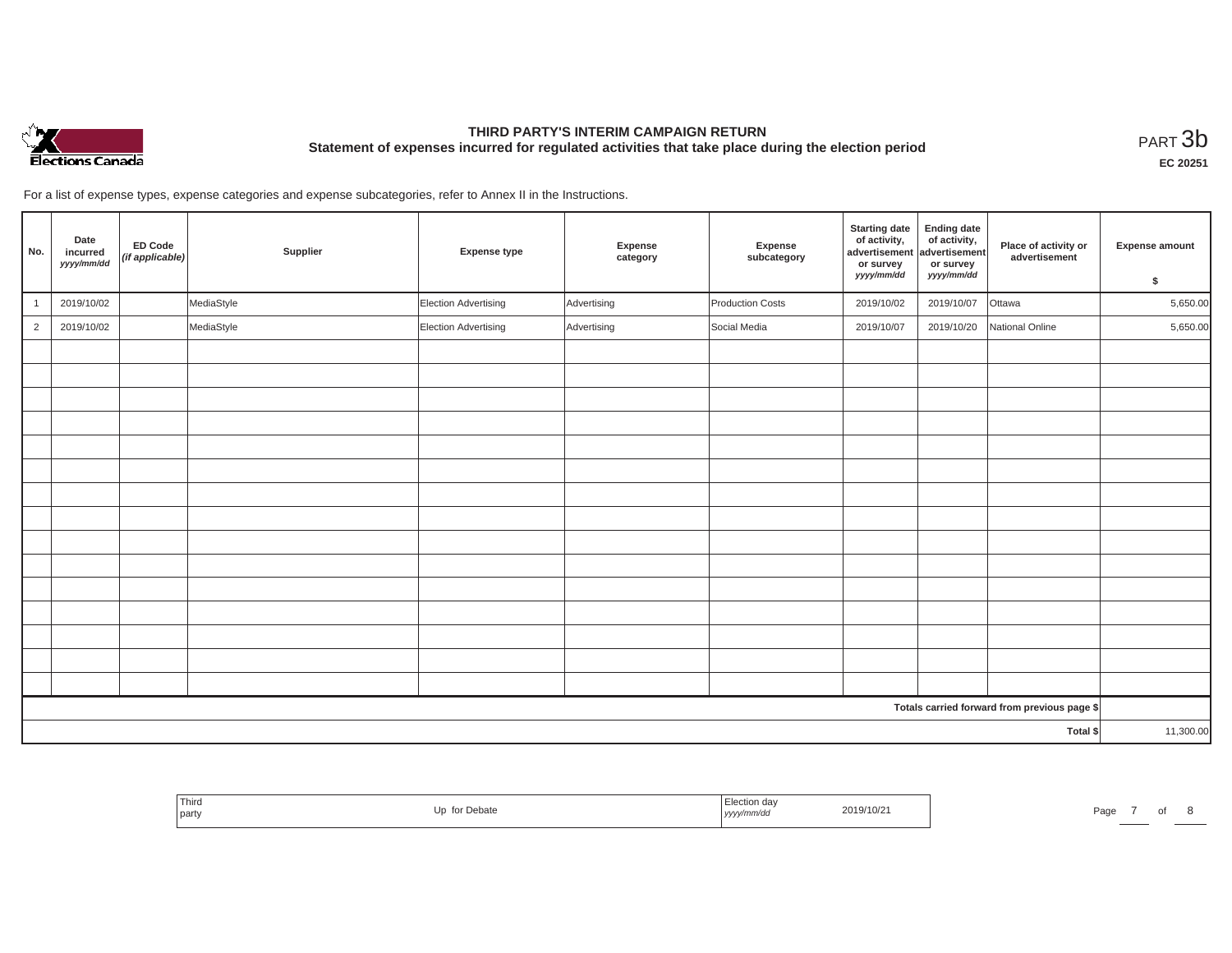# THIRD PARTY'S INTERIM CAMPAIGN RETURN

## Statement of expenses incurred for regulated activities that take place during the election period

PART 3b

**EC 20251**

For a list of expense types, expense categories and expense subcategories, refer to Annex II in the Instructions.

| No. | Date incurred *yyyy/mm/dd* | ED Code *(if applicable)* | Supplier | Expense type | Expense category | Expense subcategory | Starting date of activity, advertisement or survey *yyyy/mm/dd* | Ending date of activity, advertisement or survey *yyyy/mm/dd* | Place of activity or advertisement | Expense amount $ |
|---|---|---|---|---|---|---|---|---|---|---|
| 1 | 2019/10/02 | | MediaStyle | Election Advertising | Advertising | Production Costs | 2019/10/02 | 2019/10/07 | Ottawa | 5,650.00 |
| 2 | 2019/10/02 | | MediaStyle | Election Advertising | Advertising | Social Media | 2019/10/07 | 2019/10/20 | National Online | 5,650.00 |
| | | | | | | | | | | |
| | | | | | | | | | | |
| | | | | | | | | | | |
| | | | | | | | | | | |
| | | | | | | | | | | |
| | | | | | | | | | | |
| | | | | | | | | | | |
| | | | | | | | | | | |
| | | | | | | | | | | |
| | | | | | | | | | | |
| | | | | | | | | | | |
| | | | | | | | | | | |
| | | | | | | | | | | |
| | | | | | | | | | | |
| | | | | | | | | | | |
| | | | | | | | | | Totals carried forward from previous page $ | |
| | | | | | | | | | Total $ | 11,300.00 |

| Third party | Up for Debate | Election day *yyyy/mm/dd* | 2019/10/21 |
|---|---|---|---|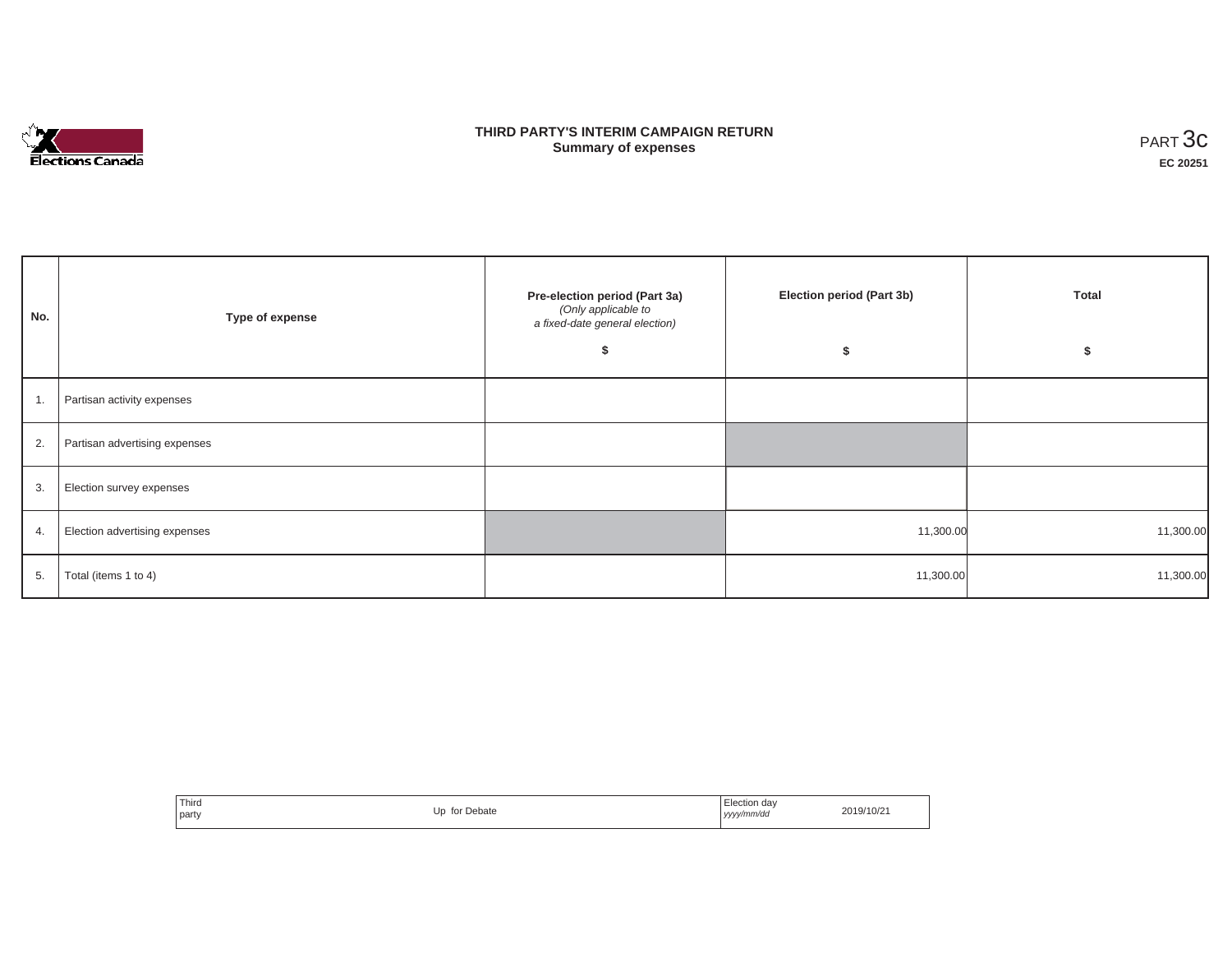# THIRD PARTY'S INTERIM CAMPAIGN RETURN
## Summary of expenses

PART 3c

**EC 20251**

| No. | Type of expense | Pre-election period (Part 3a) *(Only applicable to a fixed-date general election)* $ | Election period (Part 3b) $ | Total $ |
|---|---|---|---|---|
| 1. | Partisan activity expenses | | | |
| 2. | Partisan advertising expenses | | | |
| 3. | Election survey expenses | | | |
| 4. | Election advertising expenses | | 11,300.00 | 11,300.00 |
| 5. | Total (items 1 to 4) | | 11,300.00 | 11,300.00 |

| Third party | Up for Debate | Election day *yyyy/mm/dd* | 2019/10/21 |
|---|---|---|---|